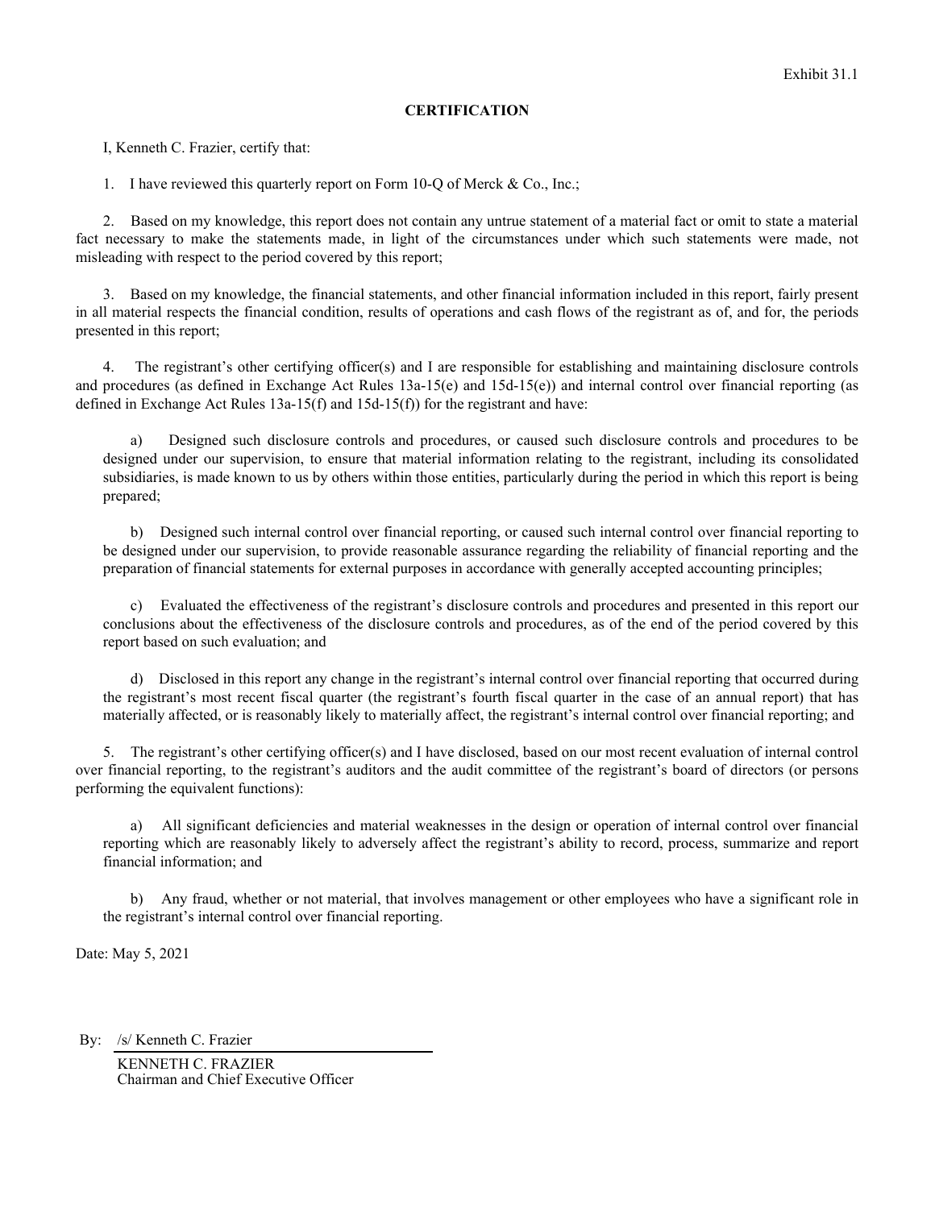Exhibit 31.1

**CERTIFICATION**

I, Kenneth C. Frazier, certify that:

1. I have reviewed this quarterly report on Form 10-Q of Merck & Co., Inc.;

2. Based on my knowledge, this report does not contain any untrue statement of a material fact or omit to state a material fact necessary to make the statements made, in light of the circumstances under which such statements were made, not misleading with respect to the period covered by this report;

3. Based on my knowledge, the financial statements, and other financial information included in this report, fairly present in all material respects the financial condition, results of operations and cash flows of the registrant as of, and for, the periods presented in this report;

4. The registrant's other certifying officer(s) and I are responsible for establishing and maintaining disclosure controls and procedures (as defined in Exchange Act Rules 13a-15(e) and 15d-15(e)) and internal control over financial reporting (as defined in Exchange Act Rules 13a-15(f) and 15d-15(f)) for the registrant and have:

   a) Designed such disclosure controls and procedures, or caused such disclosure controls and procedures to be designed under our supervision, to ensure that material information relating to the registrant, including its consolidated subsidiaries, is made known to us by others within those entities, particularly during the period in which this report is being prepared;

   b) Designed such internal control over financial reporting, or caused such internal control over financial reporting to be designed under our supervision, to provide reasonable assurance regarding the reliability of financial reporting and the preparation of financial statements for external purposes in accordance with generally accepted accounting principles;

   c) Evaluated the effectiveness of the registrant's disclosure controls and procedures and presented in this report our conclusions about the effectiveness of the disclosure controls and procedures, as of the end of the period covered by this report based on such evaluation; and

   d) Disclosed in this report any change in the registrant's internal control over financial reporting that occurred during the registrant's most recent fiscal quarter (the registrant's fourth fiscal quarter in the case of an annual report) that has materially affected, or is reasonably likely to materially affect, the registrant's internal control over financial reporting; and

5. The registrant's other certifying officer(s) and I have disclosed, based on our most recent evaluation of internal control over financial reporting, to the registrant's auditors and the audit committee of the registrant's board of directors (or persons performing the equivalent functions):

   a) All significant deficiencies and material weaknesses in the design or operation of internal control over financial reporting which are reasonably likely to adversely affect the registrant's ability to record, process, summarize and report financial information; and

   b) Any fraud, whether or not material, that involves management or other employees who have a significant role in the registrant's internal control over financial reporting.

Date: May 5, 2021

By: /s/ Kenneth C. Frazier

KENNETH C. FRAZIER
Chairman and Chief Executive Officer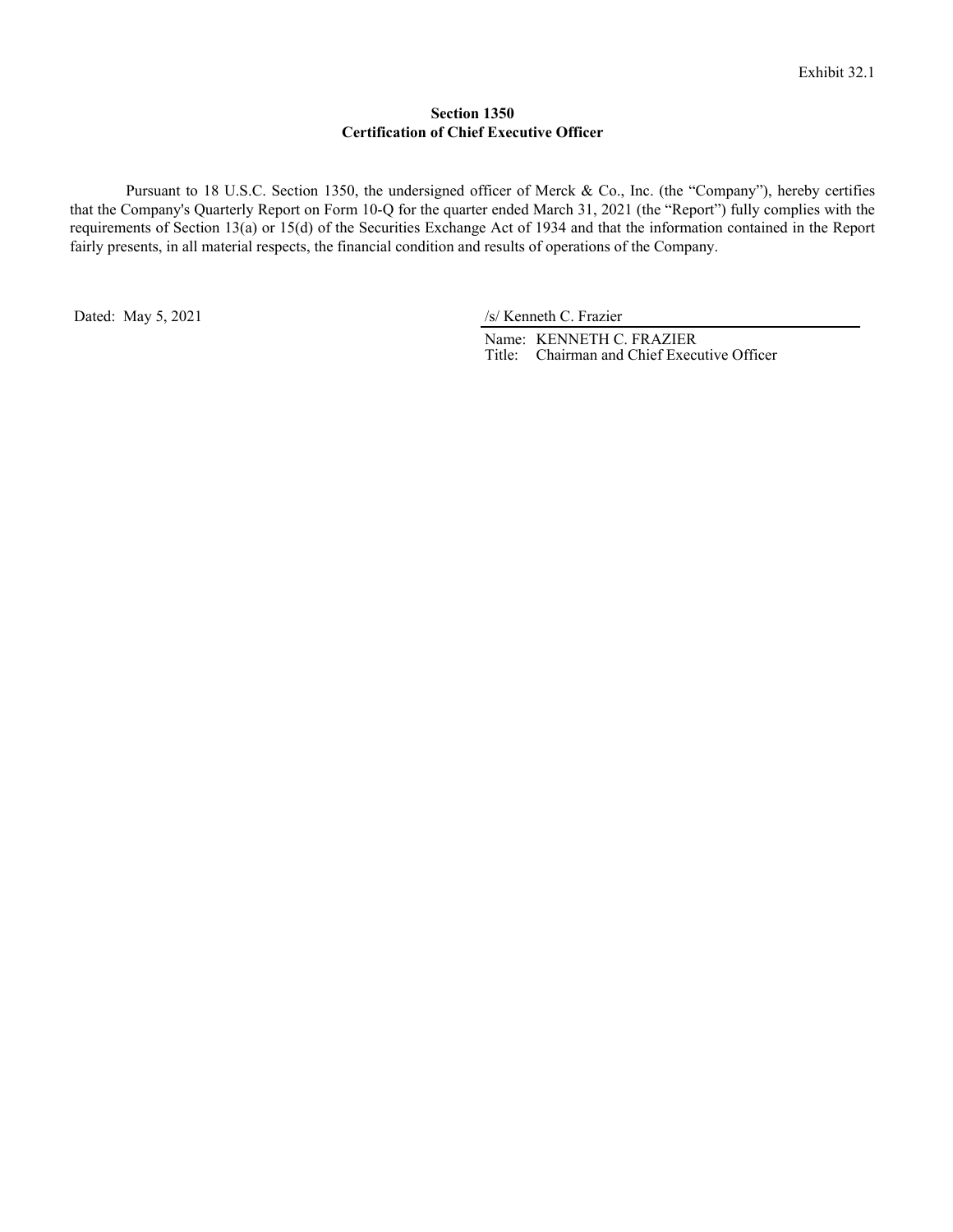Exhibit 32.1

**Section 1350**
**Certification of Chief Executive Officer**

Pursuant to 18 U.S.C. Section 1350, the undersigned officer of Merck & Co., Inc. (the "Company"), hereby certifies that the Company's Quarterly Report on Form 10-Q for the quarter ended March 31, 2021 (the "Report") fully complies with the requirements of Section 13(a) or 15(d) of the Securities Exchange Act of 1934 and that the information contained in the Report fairly presents, in all material respects, the financial condition and results of operations of the Company.

Dated: May 5, 2021

/s/ Kenneth C. Frazier

Name: KENNETH C. FRAZIER
Title: Chairman and Chief Executive Officer